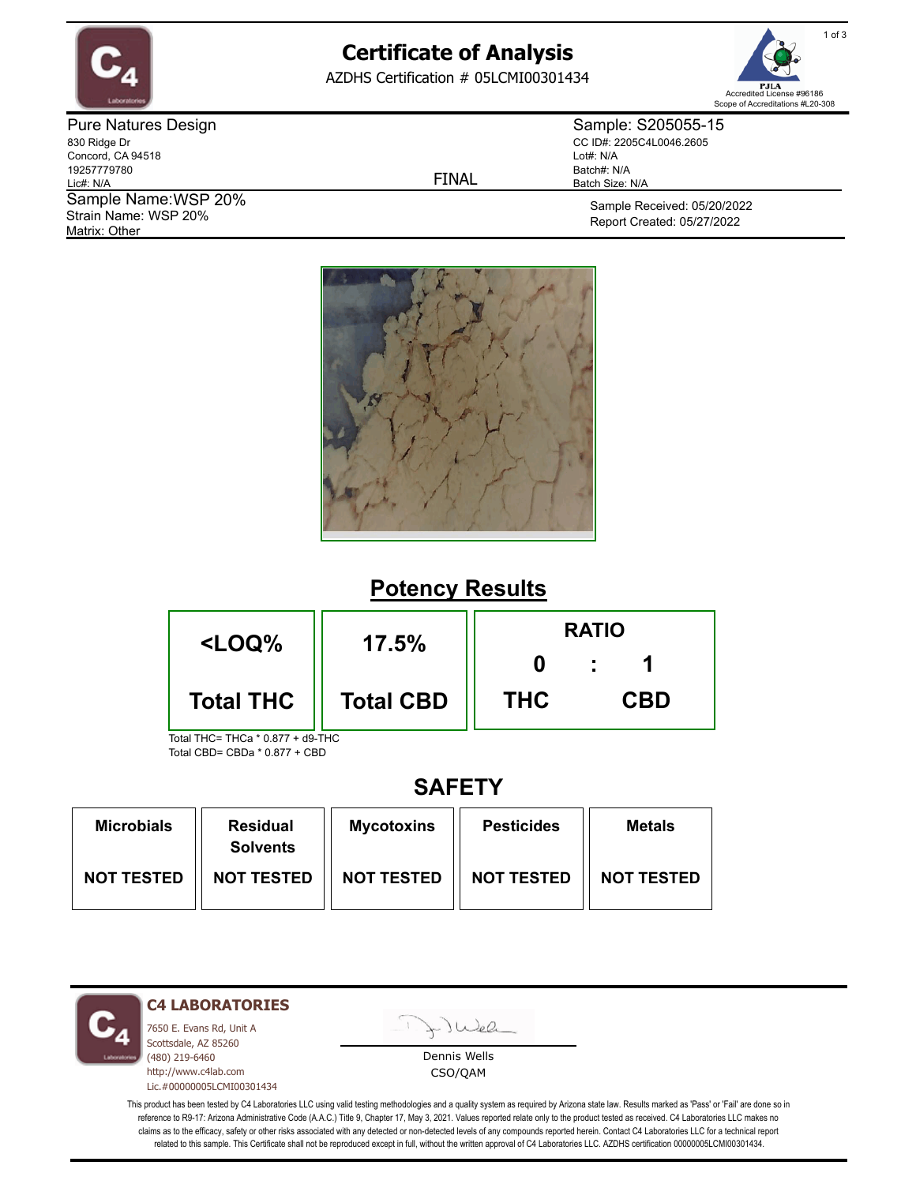# Certificate of Analysis

AZDHS Certification # 05LCMI00301434

PJLA Accredited License #96186
Scope of Accreditations #L20-308

**Pure Natures Design**
830 Ridge Dr
Concord, CA 94518
19257779780
Lic#: N/A

Sample Name:WSP 20%
Strain Name: WSP 20%
Matrix: Other

FINAL

Sample: S205055-15
CC ID#: 2205C4L0046.2605
Lot#: N/A
Batch#: N/A
Batch Size: N/A

Sample Received: 05/20/2022
Report Created: 05/27/2022

## Potency Results

| <LOQ% | 17.5% | RATIO 0 : 1 |
|---|---|---|
| **Total THC** | **Total CBD** | **THC : CBD** |

Total THC= THCa * 0.877 + d9-THC
Total CBD= CBDa * 0.877 + CBD

## SAFETY

| Microbials | Residual Solvents | Mycotoxins | Pesticides | Metals |
|---|---|---|---|---|
| NOT TESTED | NOT TESTED | NOT TESTED | NOT TESTED | NOT TESTED |

**C4 LABORATORIES**
7650 E. Evans Rd, Unit A
Scottsdale, AZ 85260
(480) 219-6460
http://www.c4lab.com
Lic.#00000005LCMI00301434

Dennis Wells
CSO/QAM

This product has been tested by C4 Laboratories LLC using valid testing methodologies and a quality system as required by Arizona state law. Results marked as 'Pass' or 'Fail' are done so in reference to R9-17: Arizona Administrative Code (A.A.C.) Title 9, Chapter 17, May 3, 2021. Values reported relate only to the product tested as received. C4 Laboratories LLC makes no claims as to the efficacy, safety or other risks associated with any detected or non-detected levels of any compounds reported herein. Contact C4 Laboratories LLC for a technical report related to this sample. This Certificate shall not be reproduced except in full, without the written approval of C4 Laboratories LLC. AZDHS certification 00000005LCMI00301434.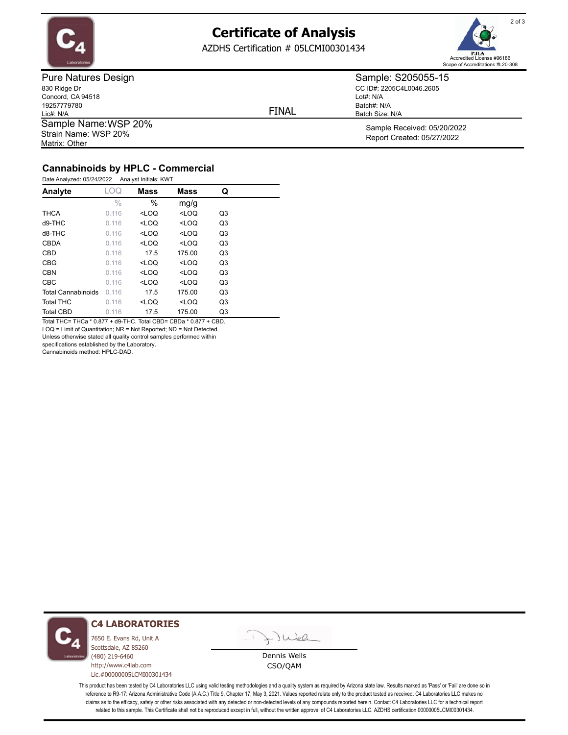# Certificate of Analysis

AZDHS Certification # 05LCMI00301434

PJLA Accredited License #96186
Scope of Accreditations #L20-308

**Pure Natures Design**
830 Ridge Dr
Concord, CA 94518
19257779780
Lic#: N/A

FINAL

**Sample: S205055-15**
CC ID#: 2205C4L0046.2605
Lot#: N/A
Batch#: N/A
Batch Size: N/A

Sample Name: WSP 20%
Strain Name: WSP 20%
Matrix: Other

Sample Received: 05/20/2022
Report Created: 05/27/2022

## Cannabinoids by HPLC - Commercial

Date Analyzed: 05/24/2022 Analyst Initials: KWT

| Analyte | LOQ | Mass | Mass | Q |
|---|---|---|---|---|
| | % | % | mg/g | |
| THCA | 0.116 | <LOQ | <LOQ | Q3 |
| d9-THC | 0.116 | <LOQ | <LOQ | Q3 |
| d8-THC | 0.116 | <LOQ | <LOQ | Q3 |
| CBDA | 0.116 | <LOQ | <LOQ | Q3 |
| CBD | 0.116 | 17.5 | 175.00 | Q3 |
| CBG | 0.116 | <LOQ | <LOQ | Q3 |
| CBN | 0.116 | <LOQ | <LOQ | Q3 |
| CBC | 0.116 | <LOQ | <LOQ | Q3 |
| Total Cannabinoids | 0.116 | 17.5 | 175.00 | Q3 |
| Total THC | 0.116 | <LOQ | <LOQ | Q3 |
| Total CBD | 0.116 | 17.5 | 175.00 | Q3 |

Total THC= THCa * 0.877 + d9-THC. Total CBD= CBDa * 0.877 + CBD.
LOQ = Limit of Quantitation; NR = Not Reported; ND = Not Detected.
Unless otherwise stated all quality control samples performed within specifications established by the Laboratory.
Cannabinoids method: HPLC-DAD.

**C4 LABORATORIES**
7650 E. Evans Rd, Unit A
Scottsdale, AZ 85260
(480) 219-6460
http://www.c4lab.com
Lic.#00000005LCMI00301434

Dennis Wells
CSO/QAM

This product has been tested by C4 Laboratories LLC using valid testing methodologies and a quality system as required by Arizona state law. Results marked as 'Pass' or 'Fail' are done so in reference to R9-17: Arizona Administrative Code (A.A.C.) Title 9, Chapter 17, May 3, 2021. Values reported relate only to the product tested as received. C4 Laboratories LLC makes no claims as to the efficacy, safety or other risks associated with any detected or non-detected levels of any compounds reported herein. Contact C4 Laboratories LLC for a technical report related to this sample. This Certificate shall not be reproduced except in full, without the written approval of C4 Laboratories LLC. AZDHS certification 00000005LCMI00301434.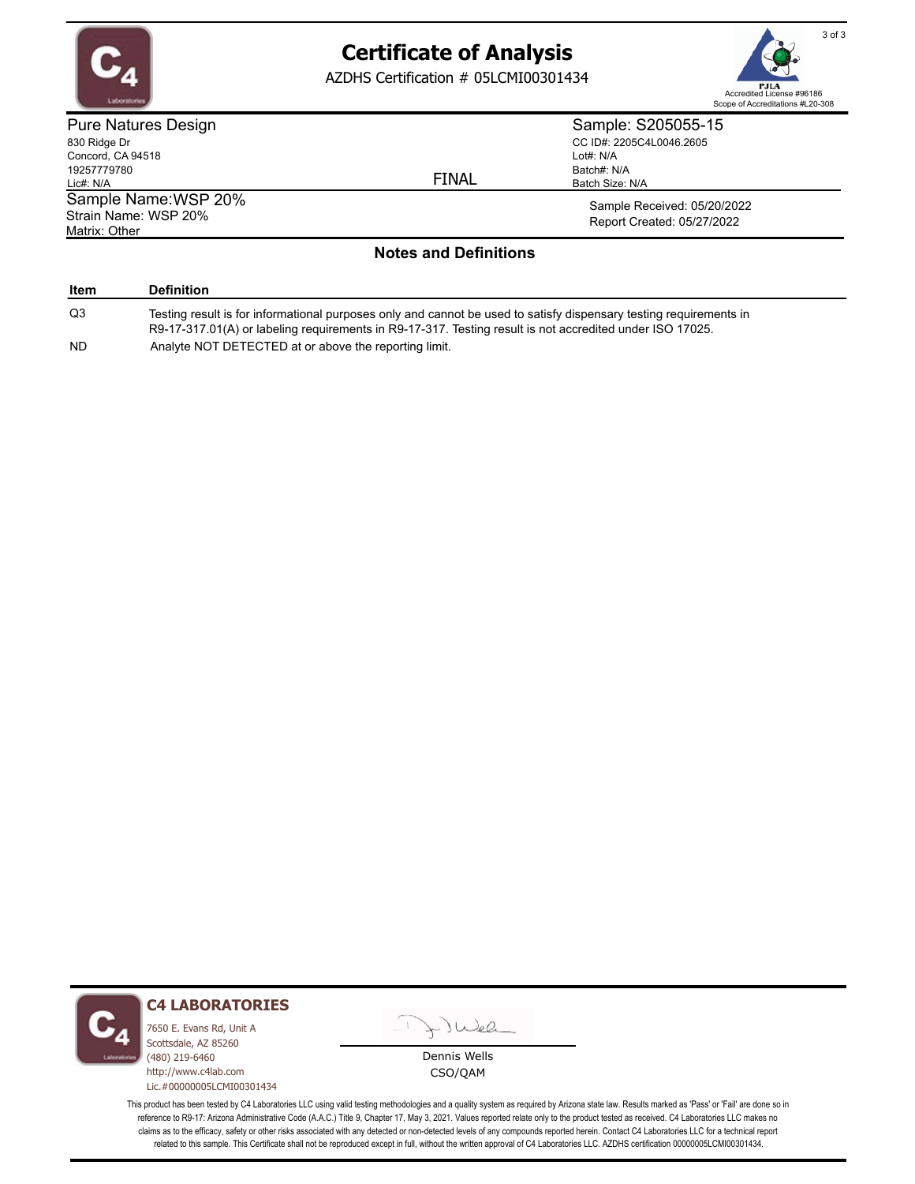# Certificate of Analysis

AZDHS Certification # 05LCMI00301434

PJLA
Accredited License #96186
Scope of Accreditations #L20-308

Pure Natures Design
830 Ridge Dr
Concord, CA 94518
19257779780
Lic#: N/A

FINAL

Sample: S205055-15
CC ID#: 2205C4L0046.2605
Lot#: N/A
Batch#: N/A
Batch Size: N/A

Sample Name:WSP 20%
Strain Name: WSP 20%
Matrix: Other

Sample Received: 05/20/2022
Report Created: 05/27/2022

## Notes and Definitions

| Item | Definition |
| --- | --- |
| Q3 | Testing result is for informational purposes only and cannot be used to satisfy dispensary testing requirements in R9-17-317.01(A) or labeling requirements in R9-17-317. Testing result is not accredited under ISO 17025. |
| ND | Analyte NOT DETECTED at or above the reporting limit. |

**C4 LABORATORIES**
7650 E. Evans Rd, Unit A
Scottsdale, AZ 85260
(480) 219-6460
http://www.c4lab.com
Lic.#00000005LCMI00301434

Dennis Wells
CSO/QAM

This product has been tested by C4 Laboratories LLC using valid testing methodologies and a quality system as required by Arizona state law. Results marked as 'Pass' or 'Fail' are done so in reference to R9-17: Arizona Administrative Code (A.A.C.) Title 9, Chapter 17, May 3, 2021. Values reported relate only to the product tested as received. C4 Laboratories LLC makes no claims as to the efficacy, safety or other risks associated with any detected or non-detected levels of any compounds reported herein. Contact C4 Laboratories LLC for a technical report related to this sample. This Certificate shall not be reproduced except in full, without the written approval of C4 Laboratories LLC. AZDHS certification 00000005LCMI00301434.